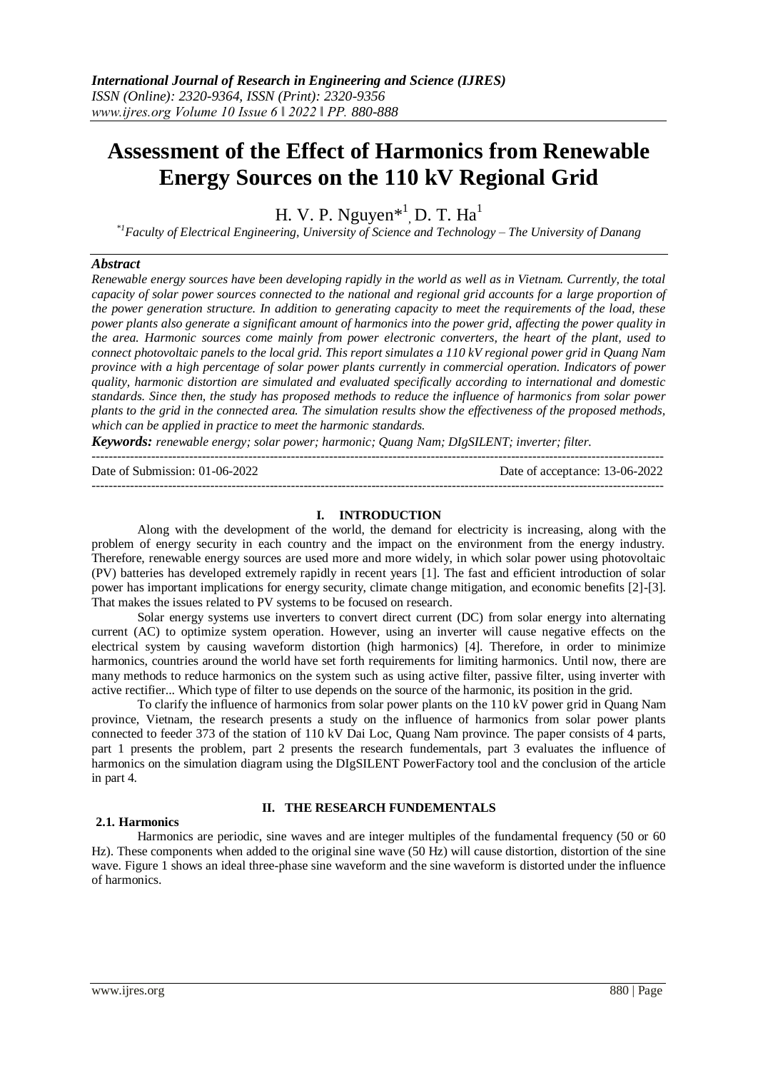# Assessment of the Effect of Harmonics from Renewable Energy Sources on the 110 kV Regional Grid

H. V. P. Nguyen*[1], D. T. Ha[1]

*[1]Faculty of Electrical Engineering, University of Science and Technology – The University of Danang*

### *Abstract*

*Renewable energy sources have been developing rapidly in the world as well as in Vietnam. Currently, the total capacity of solar power sources connected to the national and regional grid accounts for a large proportion of the power generation structure. In addition to generating capacity to meet the requirements of the load, these power plants also generate a significant amount of harmonics into the power grid, affecting the power quality in the area. Harmonic sources come mainly from power electronic converters, the heart of the plant, used to connect photovoltaic panels to the local grid. This report simulates a 110 kV regional power grid in Quang Nam province with a high percentage of solar power plants currently in commercial operation. Indicators of power quality, harmonic distortion are simulated and evaluated specifically according to international and domestic standards. Since then, the study has proposed methods to reduce the influence of harmonics from solar power plants to the grid in the connected area. The simulation results show the effectiveness of the proposed methods, which can be applied in practice to meet the harmonic standards.*

***Keywords:*** *renewable energy; solar power; harmonic; Quang Nam; DIgSILENT; inverter; filter.*

Date of Submission: 01-06-2022 Date of acceptance: 13-06-2022

## I. INTRODUCTION

Along with the development of the world, the demand for electricity is increasing, along with the problem of energy security in each country and the impact on the environment from the energy industry. Therefore, renewable energy sources are used more and more widely, in which solar power using photovoltaic (PV) batteries has developed extremely rapidly in recent years [1]. The fast and efficient introduction of solar power has important implications for energy security, climate change mitigation, and economic benefits [2]-[3]. That makes the issues related to PV systems to be focused on research.

Solar energy systems use inverters to convert direct current (DC) from solar energy into alternating current (AC) to optimize system operation. However, using an inverter will cause negative effects on the electrical system by causing waveform distortion (high harmonics) [4]. Therefore, in order to minimize harmonics, countries around the world have set forth requirements for limiting harmonics. Until now, there are many methods to reduce harmonics on the system such as using active filter, passive filter, using inverter with active rectifier... Which type of filter to use depends on the source of the harmonic, its position in the grid.

To clarify the influence of harmonics from solar power plants on the 110 kV power grid in Quang Nam province, Vietnam, the research presents a study on the influence of harmonics from solar power plants connected to feeder 373 of the station of 110 kV Dai Loc, Quang Nam province. The paper consists of 4 parts, part 1 presents the problem, part 2 presents the research fundementals, part 3 evaluates the influence of harmonics on the simulation diagram using the DIgSILENT PowerFactory tool and the conclusion of the article in part 4.

## II. THE RESEARCH FUNDEMENTALS

### 2.1. Harmonics

Harmonics are periodic, sine waves and are integer multiples of the fundamental frequency (50 or 60 Hz). These components when added to the original sine wave (50 Hz) will cause distortion, distortion of the sine wave. Figure 1 shows an ideal three-phase sine waveform and the sine waveform is distorted under the influence of harmonics.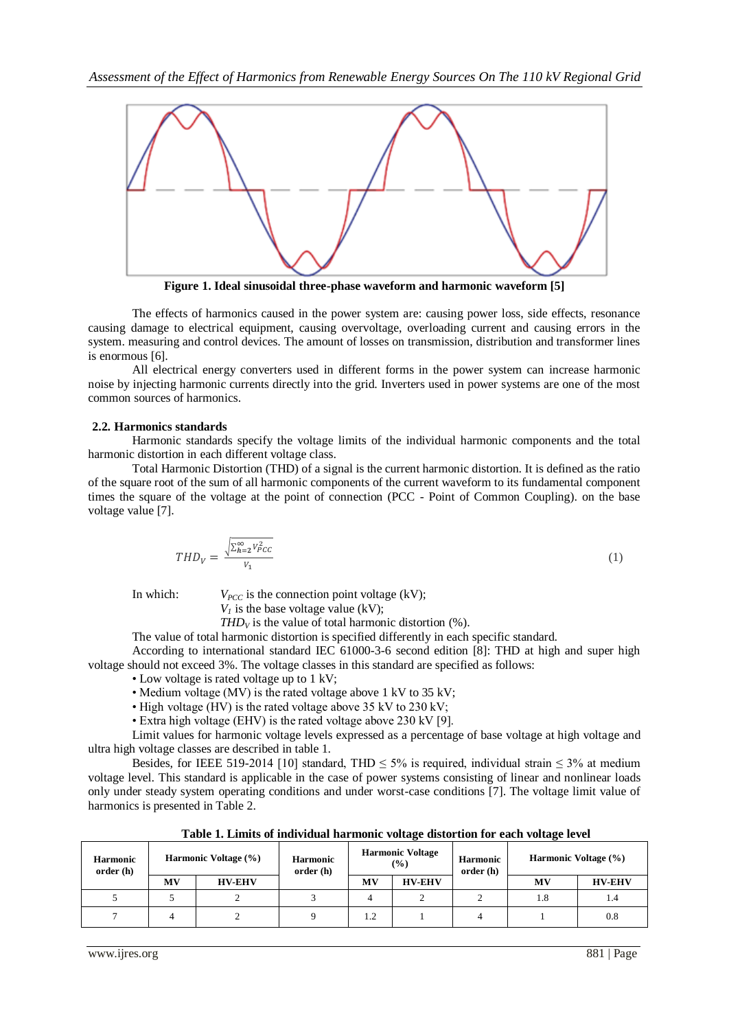Figure 1. Ideal sinusoidal three-phase waveform and harmonic waveform [5]

The effects of harmonics caused in the power system are: causing power loss, side effects, resonance causing damage to electrical equipment, causing overvoltage, overloading current and causing errors in the system. measuring and control devices. The amount of losses on transmission, distribution and transformer lines is enormous [6].

All electrical energy converters used in different forms in the power system can increase harmonic noise by injecting harmonic currents directly into the grid. Inverters used in power systems are one of the most common sources of harmonics.

### 2.2. Harmonics standards

Harmonic standards specify the voltage limits of the individual harmonic components and the total harmonic distortion in each different voltage class.

Total Harmonic Distortion (THD) of a signal is the current harmonic distortion. It is defined as the ratio of the square root of the sum of all harmonic components of the current waveform to its fundamental component times the square of the voltage at the point of connection (PCC - Point of Common Coupling). on the base voltage value [7].

$$THD_V = \frac{\sqrt{\sum_{h=2}^{\infty} V_{PCC}^2}}{V_1} \quad (1)$$

In which: $V_{PCC}$ is the connection point voltage (kV);
$V_1$ is the base voltage value (kV);
$THD_V$ is the value of total harmonic distortion (%).

The value of total harmonic distortion is specified differently in each specific standard.

According to international standard IEC 61000-3-6 second edition [8]: THD at high and super high voltage should not exceed 3%. The voltage classes in this standard are specified as follows:

- Low voltage is rated voltage up to 1 kV;
- Medium voltage (MV) is the rated voltage above 1 kV to 35 kV;
- High voltage (HV) is the rated voltage above 35 kV to 230 kV;
- Extra high voltage (EHV) is the rated voltage above 230 kV [9].

Limit values for harmonic voltage levels expressed as a percentage of base voltage at high voltage and ultra high voltage classes are described in table 1.

Besides, for IEEE 519-2014 [10] standard, THD ≤ 5% is required, individual strain ≤ 3% at medium voltage level. This standard is applicable in the case of power systems consisting of linear and nonlinear loads only under steady system operating conditions and under worst-case conditions [7]. The voltage limit value of harmonics is presented in Table 2.

**Table 1. Limits of individual harmonic voltage distortion for each voltage level**

| Harmonic order (h) | Harmonic Voltage (%) | | Harmonic order (h) | Harmonic Voltage (%) | | Harmonic order (h) | Harmonic Voltage (%) | |
|---|---|---|---|---|---|---|---|---|
| | MV | HV-EHV | | MV | HV-EHV | | MV | HV-EHV |
| 5 | 5 | 2 | 3 | 4 | 2 | 2 | 1.8 | 1.4 |
| 7 | 4 | 2 | 9 | 1.2 | 1 | 4 | 1 | 0.8 |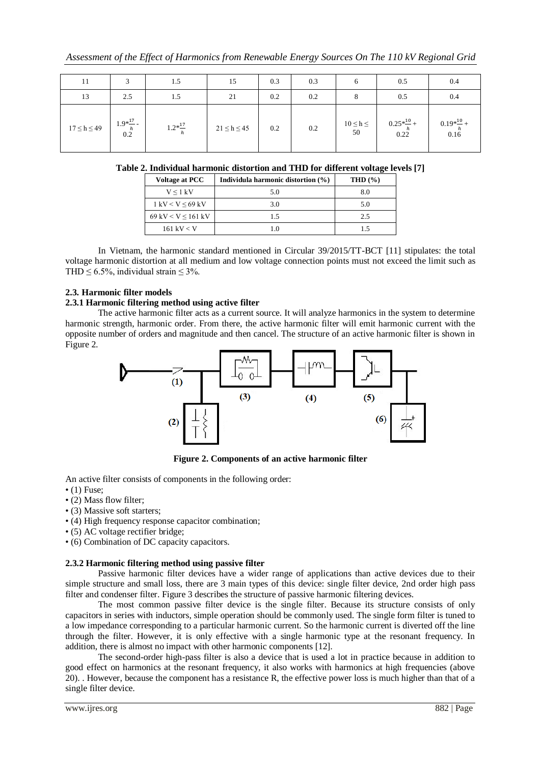| 11 | 3 | 1.5 | 15 | 0.3 | 0.3 | 6 | 0.5 | 0.4 |
|---|---|---|---|---|---|---|---|---|
| 13 | 2.5 | 1.5 | 21 | 0.2 | 0.2 | 8 | 0.5 | 0.4 |
| $17 \leq h \leq 49$ | $1.9*\frac{17}{h}$ - 0.2 | $1.2*\frac{17}{h}$ | $21 \leq h \leq 45$ | 0.2 | 0.2 | $10 \leq h \leq 50$ | $0.25*\frac{10}{h}$ + 0.22 | $0.19*\frac{10}{h}$ + 0.16 |

**Table 2. Individual harmonic distortion and THD for different voltage levels [7]**

| Voltage at PCC | Individula harmonic distortion (%) | THD (%) |
|---|---|---|
| $V \leq 1$ kV | 5.0 | 8.0 |
| $1$ kV $< V \leq 69$ kV | 3.0 | 5.0 |
| $69$ kV $< V \leq 161$ kV | 1.5 | 2.5 |
| $161$ kV $< V$ | 1.0 | 1.5 |

In Vietnam, the harmonic standard mentioned in Circular 39/2015/TT-BCT [11] stipulates: the total voltage harmonic distortion at all medium and low voltage connection points must not exceed the limit such as THD $\leq$ 6.5%, individual strain $\leq$ 3%.

### 2.3. Harmonic filter models

#### 2.3.1 Harmonic filtering method using active filter

The active harmonic filter acts as a current source. It will analyze harmonics in the system to determine harmonic strength, harmonic order. From there, the active harmonic filter will emit harmonic current with the opposite number of orders and magnitude and then cancel. The structure of an active harmonic filter is shown in Figure 2.

**Figure 2. Components of an active harmonic filter**

An active filter consists of components in the following order:

- (1) Fuse;
- (2) Mass flow filter;
- (3) Massive soft starters;
- (4) High frequency response capacitor combination;
- (5) AC voltage rectifier bridge;
- (6) Combination of DC capacity capacitors.

#### 2.3.2 Harmonic filtering method using passive filter

Passive harmonic filter devices have a wider range of applications than active devices due to their simple structure and small loss, there are 3 main types of this device: single filter device, 2nd order high pass filter and condenser filter. Figure 3 describes the structure of passive harmonic filtering devices.

The most common passive filter device is the single filter. Because its structure consists of only capacitors in series with inductors, simple operation should be commonly used. The single form filter is tuned to a low impedance corresponding to a particular harmonic current. So the harmonic current is diverted off the line through the filter. However, it is only effective with a single harmonic type at the resonant frequency. In addition, there is almost no impact with other harmonic components [12].

The second-order high-pass filter is also a device that is used a lot in practice because in addition to good effect on harmonics at the resonant frequency, it also works with harmonics at high frequencies (above 20). . However, because the component has a resistance R, the effective power loss is much higher than that of a single filter device.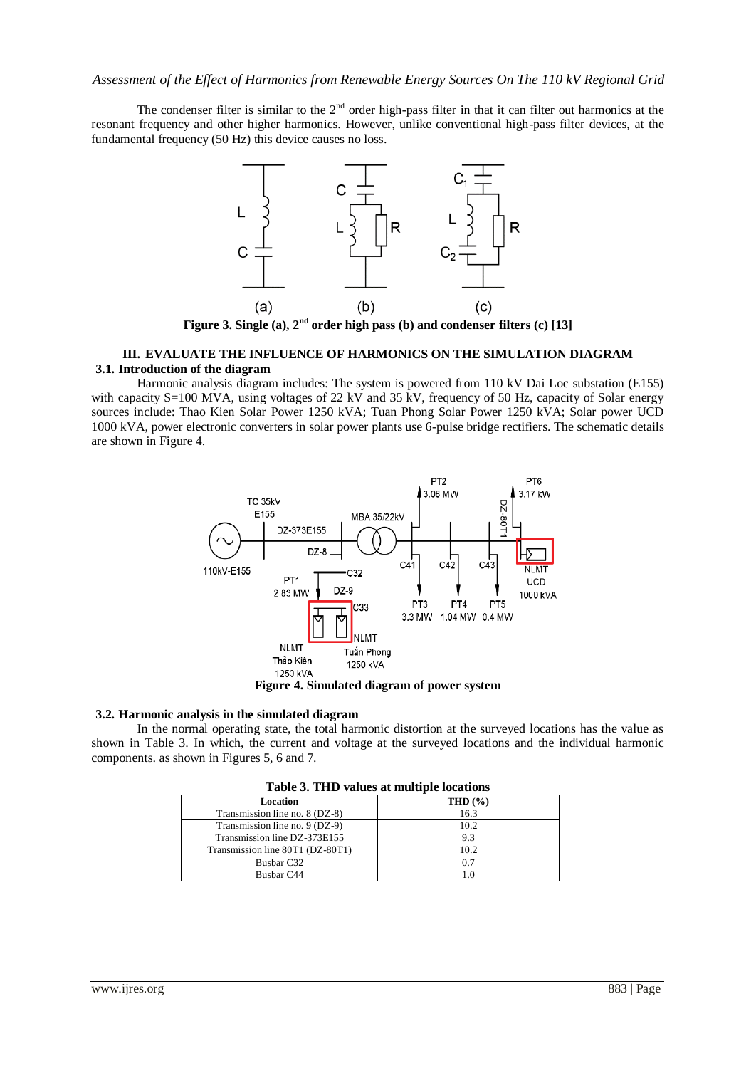The condenser filter is similar to the 2nd order high-pass filter in that it can filter out harmonics at the resonant frequency and other higher harmonics. However, unlike conventional high-pass filter devices, at the fundamental frequency (50 Hz) this device causes no loss.

**Figure 3. Single (a), 2nd order high pass (b) and condenser filters (c) [13]**

## III. EVALUATE THE INFLUENCE OF HARMONICS ON THE SIMULATION DIAGRAM

### 3.1. Introduction of the diagram

Harmonic analysis diagram includes: The system is powered from 110 kV Dai Loc substation (E155) with capacity S=100 MVA, using voltages of 22 kV and 35 kV, frequency of 50 Hz, capacity of Solar energy sources include: Thao Kien Solar Power 1250 kVA; Tuan Phong Solar Power 1250 kVA; Solar power UCD 1000 kVA, power electronic converters in solar power plants use 6-pulse bridge rectifiers. The schematic details are shown in Figure 4.

**Figure 4. Simulated diagram of power system**

### 3.2. Harmonic analysis in the simulated diagram

In the normal operating state, the total harmonic distortion at the surveyed locations has the value as shown in Table 3. In which, the current and voltage at the surveyed locations and the individual harmonic components. as shown in Figures 5, 6 and 7.

**Table 3. THD values at multiple locations**

| Location | THD (%) |
|---|---|
| Transmission line no. 8 (DZ-8) | 16.3 |
| Transmission line no. 9 (DZ-9) | 10.2 |
| Transmission line DZ-373E155 | 9.3 |
| Transmission line 80T1 (DZ-80T1) | 10.2 |
| Busbar C32 | 0.7 |
| Busbar C44 | 1.0 |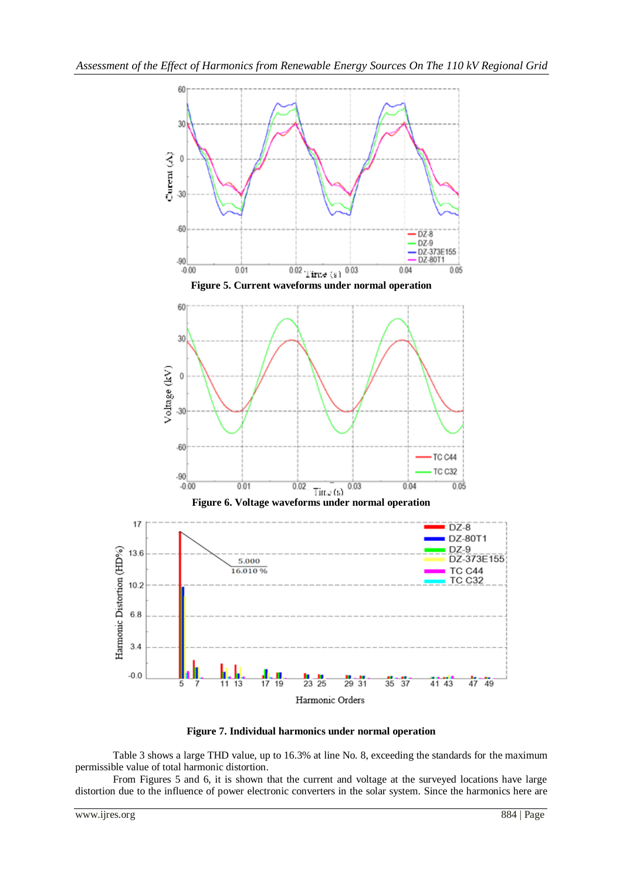**Figure 5. Current waveforms under normal operation**

**Figure 6. Voltage waveforms under normal operation**

**Figure 7. Individual harmonics under normal operation**

Table 3 shows a large THD value, up to 16.3% at line No. 8, exceeding the standards for the maximum permissible value of total harmonic distortion.

From Figures 5 and 6, it is shown that the current and voltage at the surveyed locations have large distortion due to the influence of power electronic converters in the solar system. Since the harmonics here are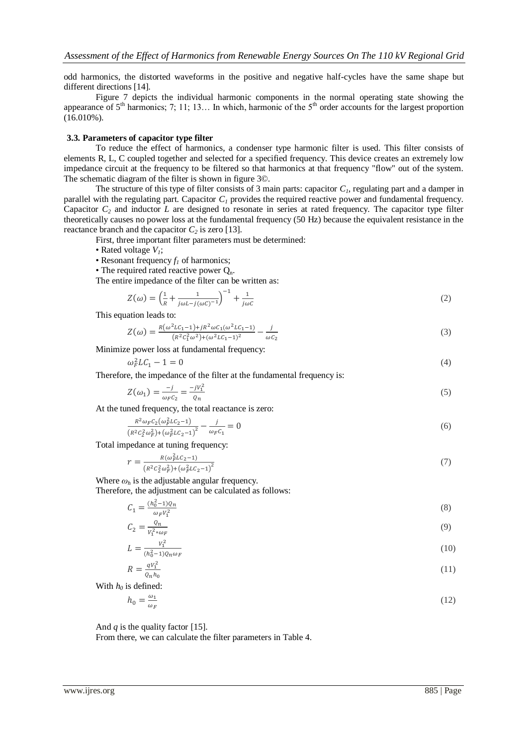odd harmonics, the distorted waveforms in the positive and negative half-cycles have the same shape but different directions [14].

Figure 7 depicts the individual harmonic components in the normal operating state showing the appearance of 5[th] harmonics; 7; 11; 13… In which, harmonic of the 5[th] order accounts for the largest proportion (16.010%).

### 3.3. Parameters of capacitor type filter

To reduce the effect of harmonics, a condenser type harmonic filter is used. This filter consists of elements R, L, C coupled together and selected for a specified frequency. This device creates an extremely low impedance circuit at the frequency to be filtered so that harmonics at that frequency "flow" out of the system. The schematic diagram of the filter is shown in figure 3©.

The structure of this type of filter consists of 3 main parts: capacitor $C_1$, regulating part and a damper in parallel with the regulating part. Capacitor $C_1$ provides the required reactive power and fundamental frequency. Capacitor $C_2$ and inductor $L$ are designed to resonate in series at rated frequency. The capacitor type filter theoretically causes no power loss at the fundamental frequency (50 Hz) because the equivalent resistance in the reactance branch and the capacitor $C_2$ is zero [13].

First, three important filter parameters must be determined:

- Rated voltage $V_1$;
- Resonant frequency $f_1$ of harmonics;
- The required rated reactive power $Q_n$.

The entire impedance of the filter can be written as:

$$Z(\omega) = \left(\frac{1}{R} + \frac{1}{j\omega L - j(\omega C)^{-1}}\right)^{-1} + \frac{1}{j\omega C} \tag{2}$$

This equation leads to:

$$Z(\omega) = \frac{R(\omega^2 LC_1 - 1) + jR^2\omega C_1(\omega^2 LC_1 - 1)}{(R^2C_1^2\omega^2) + (\omega^2 LC_1 - 1)^2} - \frac{j}{\omega C_2} \tag{3}$$

Minimize power loss at fundamental frequency:

$$\omega_F^2 LC_1 - 1 = 0 \tag{4}$$

Therefore, the impedance of the filter at the fundamental frequency is:

$$Z(\omega_1) = \frac{-j}{\omega_F C_2} = \frac{-jV_1^2}{Q_n} \tag{5}$$

At the tuned frequency, the total reactance is zero:

$$\frac{R^2\omega_F C_2(\omega_F^2 LC_2 - 1)}{(R^2C_2^2\omega_F^2) + (\omega_F^2 LC_2 - 1)^2} - \frac{j}{\omega_F C_1} = 0 \tag{6}$$

Total impedance at tuning frequency:

$$r = \frac{R(\omega_F^2 LC_2 - 1)}{(R^2C_2^2\omega_F^2) + (\omega_F^2 LC_2 - 1)^2} \tag{7}$$

Where $\omega_h$ is the adjustable angular frequency.

Therefore, the adjustment can be calculated as follows:

$$C_1 = \frac{(h_0^2 - 1)Q_n}{\omega_F V_1^2} \tag{8}$$

$$C_2 = \frac{Q_n}{V_1^2 * \omega_F} \tag{9}$$

$$L = \frac{V_1^2}{(h_0^2 - 1)Q_n\omega_F} \tag{10}$$

$$R = \frac{qV_1^2}{Q_n h_0} \tag{11}$$

With $h_0$ is defined:

$$h_0 = \frac{\omega_1}{\omega_F} \tag{12}$$

And $q$ is the quality factor [15].

From there, we can calculate the filter parameters in Table 4.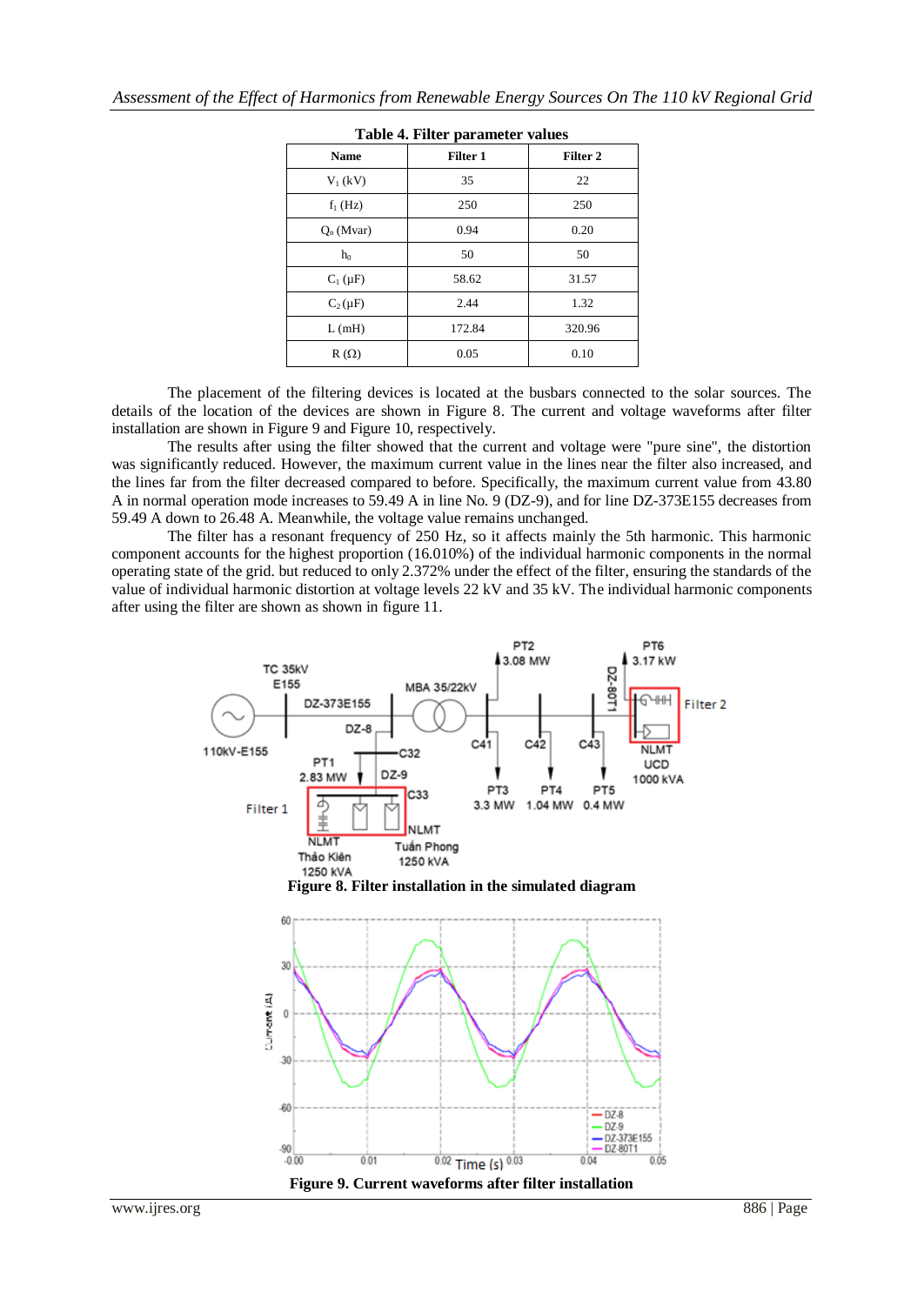**Table 4. Filter parameter values**

| Name | Filter 1 | Filter 2 |
|---|---|---|
| $V_1$ (kV) | 35 | 22 |
| $f_1$ (Hz) | 250 | 250 |
| $Q_n$ (Mvar) | 0.94 | 0.20 |
| $h_0$ | 50 | 50 |
| $C_1$ (μF) | 58.62 | 31.57 |
| $C_2$ (μF) | 2.44 | 1.32 |
| L (mH) | 172.84 | 320.96 |
| R (Ω) | 0.05 | 0.10 |

The placement of the filtering devices is located at the busbars connected to the solar sources. The details of the location of the devices are shown in Figure 8. The current and voltage waveforms after filter installation are shown in Figure 9 and Figure 10, respectively.

The results after using the filter showed that the current and voltage were "pure sine", the distortion was significantly reduced. However, the maximum current value in the lines near the filter also increased, and the lines far from the filter decreased compared to before. Specifically, the maximum current value from 43.80 A in normal operation mode increases to 59.49 A in line No. 9 (DZ-9), and for line DZ-373E155 decreases from 59.49 A down to 26.48 A. Meanwhile, the voltage value remains unchanged.

The filter has a resonant frequency of 250 Hz, so it affects mainly the 5th harmonic. This harmonic component accounts for the highest proportion (16.010%) of the individual harmonic components in the normal operating state of the grid. but reduced to only 2.372% under the effect of the filter, ensuring the standards of the value of individual harmonic distortion at voltage levels 22 kV and 35 kV. The individual harmonic components after using the filter are shown as shown in figure 11.

**Figure 8. Filter installation in the simulated diagram**

**Figure 9. Current waveforms after filter installation**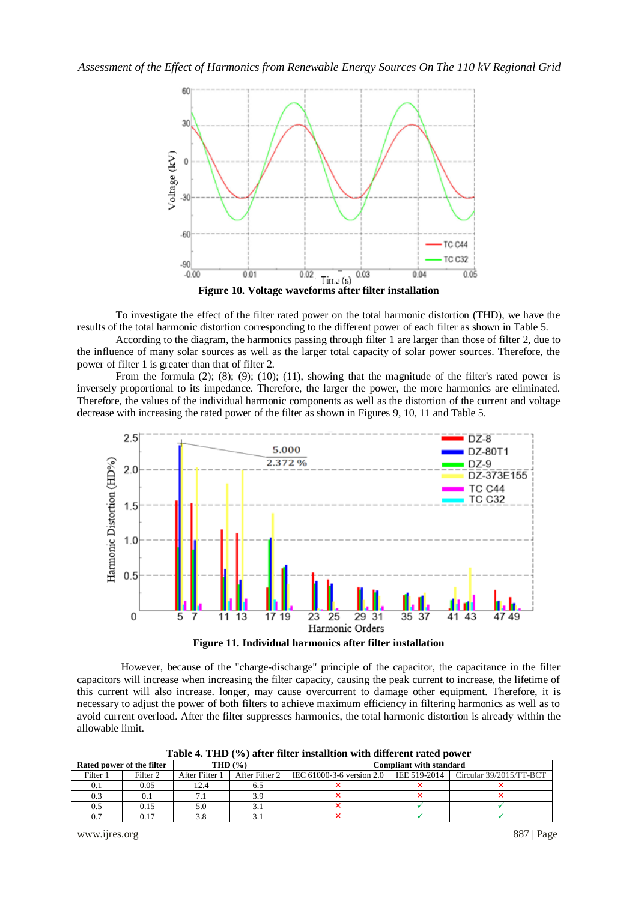Figure 10. Voltage waveforms after filter installation

To investigate the effect of the filter rated power on the total harmonic distortion (THD), we have the results of the total harmonic distortion corresponding to the different power of each filter as shown in Table 5.

According to the diagram, the harmonics passing through filter 1 are larger than those of filter 2, due to the influence of many solar sources as well as the larger total capacity of solar power sources. Therefore, the power of filter 1 is greater than that of filter 2.

From the formula (2); (8); (9); (10); (11), showing that the magnitude of the filter's rated power is inversely proportional to its impedance. Therefore, the larger the power, the more harmonics are eliminated. Therefore, the values of the individual harmonic components as well as the distortion of the current and voltage decrease with increasing the rated power of the filter as shown in Figures 9, 10, 11 and Table 5.

Figure 11. Individual harmonics after filter installation

However, because of the "charge-discharge" principle of the capacitor, the capacitance in the filter capacitors will increase when increasing the filter capacity, causing the peak current to increase, the lifetime of this current will also increase. longer, may cause overcurrent to damage other equipment. Therefore, it is necessary to adjust the power of both filters to achieve maximum efficiency in filtering harmonics as well as to avoid current overload. After the filter suppresses harmonics, the total harmonic distortion is already within the allowable limit.

**Table 4. THD (%) after filter installtion with different rated power**

| Rated power of the filter | | THD (%) | | Compliant with standard | | |
|---|---|---|---|---|---|---|
| Filter 1 | Filter 2 | After Filter 1 | After Filter 2 | IEC 61000-3-6 version 2.0 | IEE 519-2014 | Circular 39/2015/TT-BCT |
| 0.1 | 0.05 | 12.4 | 6.5 | ✗ | ✗ | ✗ |
| 0.3 | 0.1 | 7.1 | 3.9 | ✗ | ✗ | ✗ |
| 0.5 | 0.15 | 5.0 | 3.1 | ✗ | ✓ | ✓ |
| 0.7 | 0.17 | 3.8 | 3.1 | ✗ | ✓ | ✓ |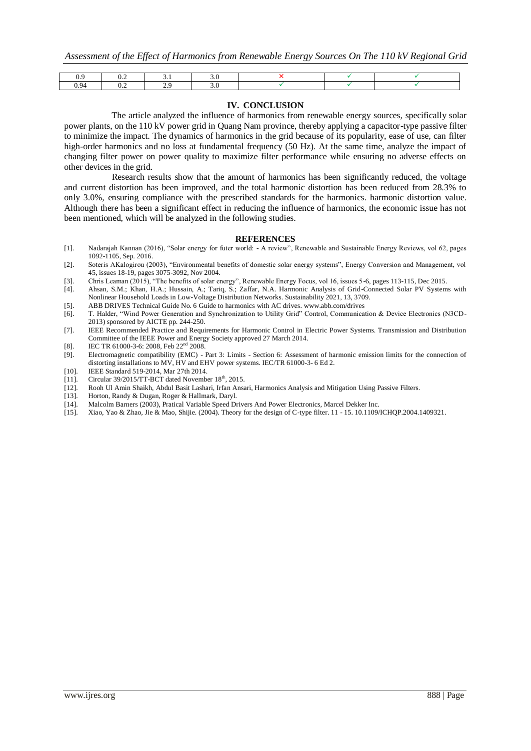| | | | | | | |
|---|---|---|---|---|---|---|
| 0.9 | 0.2 | 3.1 | 3.0 | ✗ | ✓ | ✓ |
| 0.94 | 0.2 | 2.9 | 3.0 | ✓ | ✓ | ✓ |

## IV. CONCLUSION

The article analyzed the influence of harmonics from renewable energy sources, specifically solar power plants, on the 110 kV power grid in Quang Nam province, thereby applying a capacitor-type passive filter to minimize the impact. The dynamics of harmonics in the grid because of its popularity, ease of use, can filter high-order harmonics and no loss at fundamental frequency (50 Hz). At the same time, analyze the impact of changing filter power on power quality to maximize filter performance while ensuring no adverse effects on other devices in the grid.

Research results show that the amount of harmonics has been significantly reduced, the voltage and current distortion has been improved, and the total harmonic distortion has been reduced from 28.3% to only 3.0%, ensuring compliance with the prescribed standards for the harmonics. harmonic distortion value. Although there has been a significant effect in reducing the influence of harmonics, the economic issue has not been mentioned, which will be analyzed in the following studies.

## REFERENCES

- [1]. Nadarajah Kannan (2016), "Solar energy for futer world: - A review", Renewable and Sustainable Energy Reviews, vol 62, pages 1092-1105, Sep. 2016.
- [2]. Soteris AKalogirou (2003), "Environmental benefits of domestic solar energy systems", Energy Conversion and Management, vol 45, issues 18-19, pages 3075-3092, Nov 2004.
- [3]. Chris Leaman (2015), "The benefits of solar energy", Renewable Energy Focus, vol 16, issues 5-6, pages 113-115, Dec 2015.
- [4]. Ahsan, S.M.; Khan, H.A.; Hussain, A.; Tariq, S.; Zaffar, N.A. Harmonic Analysis of Grid-Connected Solar PV Systems with Nonlinear Household Loads in Low-Voltage Distribution Networks. Sustainability 2021, 13, 3709.
- [5]. ABB DRIVES Technical Guide No. 6 Guide to harmonics with AC drives. www.abb.com/drives
- [6]. T. Halder, "Wind Power Generation and Synchronization to Utility Grid" Control, Communication & Device Electronics (N3CD-2013) sponsored by AICTE pp. 244-250.
- [7]. IEEE Recommended Practice and Requirements for Harmonic Control in Electric Power Systems. Transmission and Distribution Committee of the IEEE Power and Energy Society approved 27 March 2014.
- [8]. IEC TR 61000-3-6: 2008, Feb 22nd 2008.
- [9]. Electromagnetic compatibility (EMC) - Part 3: Limits - Section 6: Assessment of harmonic emission limits for the connection of distorting installations to MV, HV and EHV power systems. IEC/TR 61000-3- 6 Ed 2.
- [10]. IEEE Standard 519-2014, Mar 27th 2014.
- [11]. Circular 39/2015/TT-BCT dated November 18th, 2015.
- [12]. Rooh Ul Amin Shaikh, Abdul Basit Lashari, Irfan Ansari, Harmonics Analysis and Mitigation Using Passive Filters.
- [13]. Horton, Randy & Dugan, Roger & Hallmark, Daryl.
- [14]. Malcolm Barners (2003), Pratical Variable Speed Drivers And Power Electronics, Marcel Dekker Inc.
- [15]. Xiao, Yao & Zhao, Jie & Mao, Shijie. (2004). Theory for the design of C-type filter. 11 - 15. 10.1109/ICHQP.2004.1409321.